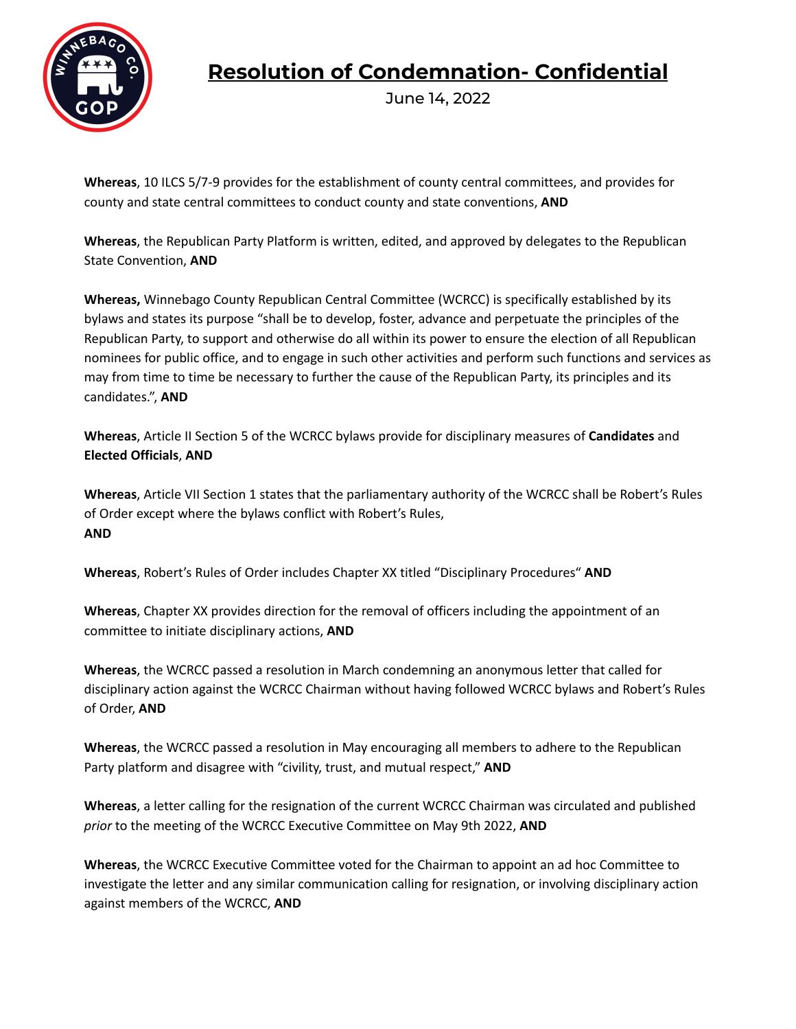# Resolution of Condemnation- Confidential

June 14, 2022

**Whereas**, 10 ILCS 5/7-9 provides for the establishment of county central committees, and provides for county and state central committees to conduct county and state conventions, **AND**

**Whereas**, the Republican Party Platform is written, edited, and approved by delegates to the Republican State Convention, **AND**

**Whereas,** Winnebago County Republican Central Committee (WCRCC) is specifically established by its bylaws and states its purpose "shall be to develop, foster, advance and perpetuate the principles of the Republican Party, to support and otherwise do all within its power to ensure the election of all Republican nominees for public office, and to engage in such other activities and perform such functions and services as may from time to time be necessary to further the cause of the Republican Party, its principles and its candidates.", **AND**

**Whereas**, Article II Section 5 of the WCRCC bylaws provide for disciplinary measures of **Candidates** and **Elected Officials**, **AND**

**Whereas**, Article VII Section 1 states that the parliamentary authority of the WCRCC shall be Robert's Rules of Order except where the bylaws conflict with Robert's Rules,
**AND**

**Whereas**, Robert's Rules of Order includes Chapter XX titled "Disciplinary Procedures" **AND**

**Whereas**, Chapter XX provides direction for the removal of officers including the appointment of an committee to initiate disciplinary actions, **AND**

**Whereas**, the WCRCC passed a resolution in March condemning an anonymous letter that called for disciplinary action against the WCRCC Chairman without having followed WCRCC bylaws and Robert's Rules of Order, **AND**

**Whereas**, the WCRCC passed a resolution in May encouraging all members to adhere to the Republican Party platform and disagree with "civility, trust, and mutual respect," **AND**

**Whereas**, a letter calling for the resignation of the current WCRCC Chairman was circulated and published *prior* to the meeting of the WCRCC Executive Committee on May 9th 2022, **AND**

**Whereas**, the WCRCC Executive Committee voted for the Chairman to appoint an ad hoc Committee to investigate the letter and any similar communication calling for resignation, or involving disciplinary action against members of the WCRCC, **AND**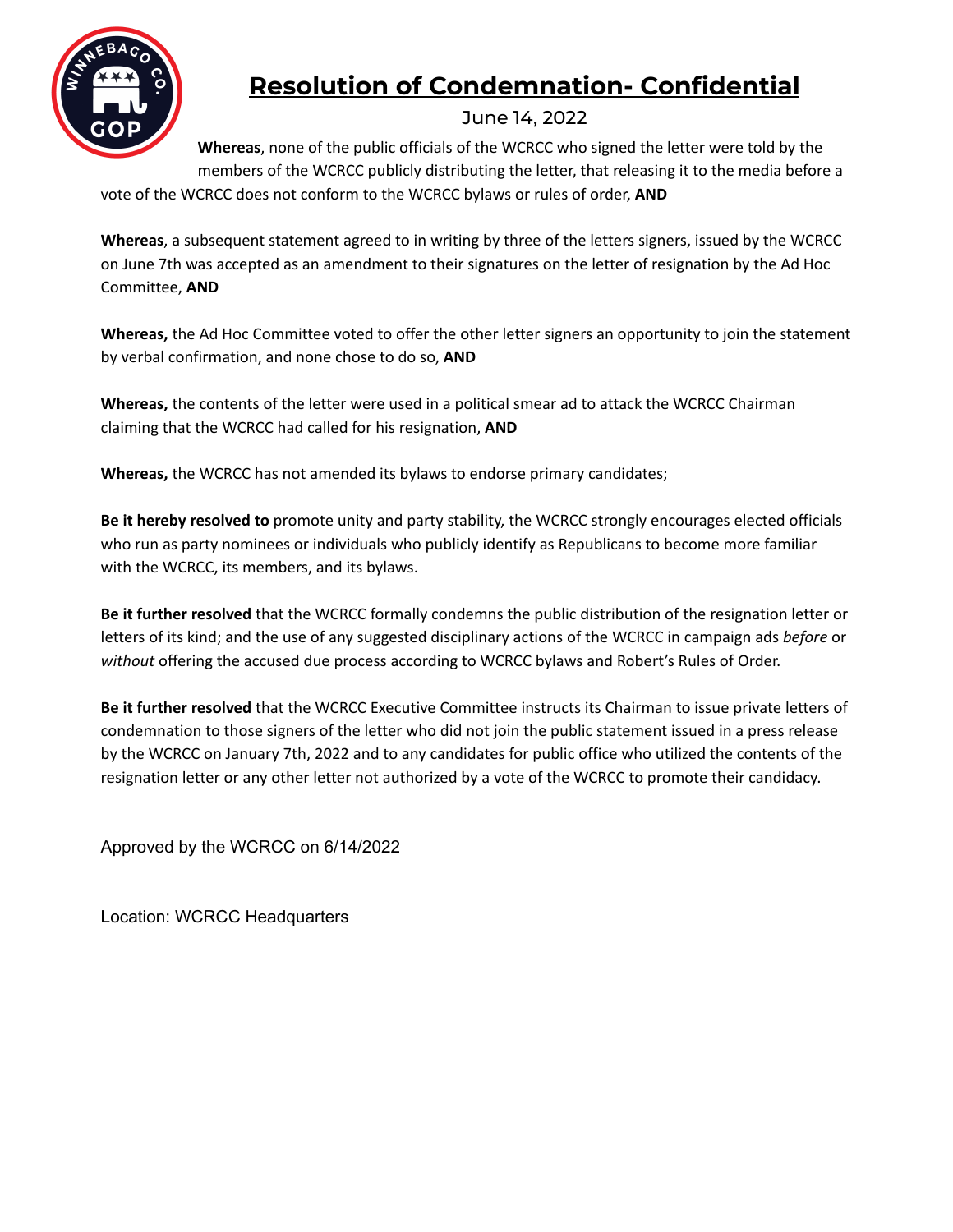# Resolution of Condemnation- Confidential

June 14, 2022

**Whereas**, none of the public officials of the WCRCC who signed the letter were told by the members of the WCRCC publicly distributing the letter, that releasing it to the media before a vote of the WCRCC does not conform to the WCRCC bylaws or rules of order, **AND**

**Whereas**, a subsequent statement agreed to in writing by three of the letters signers, issued by the WCRCC on June 7th was accepted as an amendment to their signatures on the letter of resignation by the Ad Hoc Committee, **AND**

**Whereas,** the Ad Hoc Committee voted to offer the other letter signers an opportunity to join the statement by verbal confirmation, and none chose to do so, **AND**

**Whereas,** the contents of the letter were used in a political smear ad to attack the WCRCC Chairman claiming that the WCRCC had called for his resignation, **AND**

**Whereas,** the WCRCC has not amended its bylaws to endorse primary candidates;

**Be it hereby resolved to** promote unity and party stability, the WCRCC strongly encourages elected officials who run as party nominees or individuals who publicly identify as Republicans to become more familiar with the WCRCC, its members, and its bylaws.

**Be it further resolved** that the WCRCC formally condemns the public distribution of the resignation letter or letters of its kind; and the use of any suggested disciplinary actions of the WCRCC in campaign ads *before* or *without* offering the accused due process according to WCRCC bylaws and Robert's Rules of Order.

**Be it further resolved** that the WCRCC Executive Committee instructs its Chairman to issue private letters of condemnation to those signers of the letter who did not join the public statement issued in a press release by the WCRCC on January 7th, 2022 and to any candidates for public office who utilized the contents of the resignation letter or any other letter not authorized by a vote of the WCRCC to promote their candidacy.

Approved by the WCRCC on 6/14/2022

Location: WCRCC Headquarters